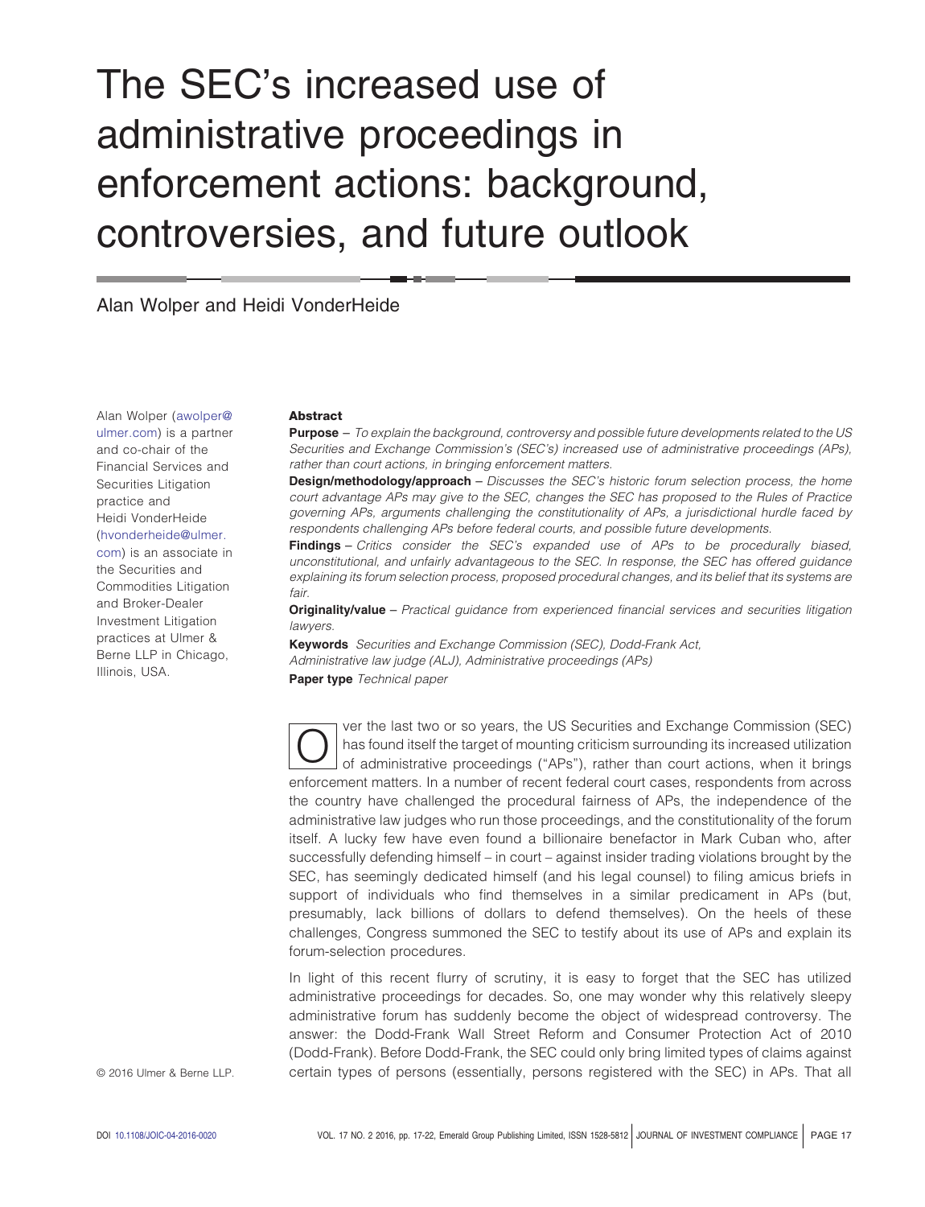# The SEC's increased use of administrative proceedings in enforcement actions: background, controversies, and future outlook

Alan Wolper and Heidi VonderHeide

Alan Wolper (awolper@ulmer.com) is a partner and co-chair of the Financial Services and Securities Litigation practice and Heidi VonderHeide (hvonderheide@ulmer.com) is an associate in the Securities and Commodities Litigation and Broker-Dealer Investment Litigation practices at Ulmer & Berne LLP in Chicago, Illinois, USA.

© 2016 Ulmer & Berne LLP.

## Abstract

**Purpose** – *To explain the background, controversy and possible future developments related to the US Securities and Exchange Commission's (SEC's) increased use of administrative proceedings (APs), rather than court actions, in bringing enforcement matters.*

**Design/methodology/approach** – *Discusses the SEC's historic forum selection process, the home court advantage APs may give to the SEC, changes the SEC has proposed to the Rules of Practice governing APs, arguments challenging the constitutionality of APs, a jurisdictional hurdle faced by respondents challenging APs before federal courts, and possible future developments.*

**Findings** – *Critics consider the SEC's expanded use of APs to be procedurally biased, unconstitutional, and unfairly advantageous to the SEC. In response, the SEC has offered guidance explaining its forum selection process, proposed procedural changes, and its belief that its systems are fair.*

**Originality/value** – *Practical guidance from experienced financial services and securities litigation lawyers.*

**Keywords** *Securities and Exchange Commission (SEC), Dodd-Frank Act, Administrative law judge (ALJ), Administrative proceedings (APs)*

**Paper type** *Technical paper*

Over the last two or so years, the US Securities and Exchange Commission (SEC) has found itself the target of mounting criticism surrounding its increased utilization of administrative proceedings ("APs"), rather than court actions, when it brings enforcement matters. In a number of recent federal court cases, respondents from across the country have challenged the procedural fairness of APs, the independence of the administrative law judges who run those proceedings, and the constitutionality of the forum itself. A lucky few have even found a billionaire benefactor in Mark Cuban who, after successfully defending himself – in court – against insider trading violations brought by the SEC, has seemingly dedicated himself (and his legal counsel) to filing amicus briefs in support of individuals who find themselves in a similar predicament in APs (but, presumably, lack billions of dollars to defend themselves). On the heels of these challenges, Congress summoned the SEC to testify about its use of APs and explain its forum-selection procedures.

In light of this recent flurry of scrutiny, it is easy to forget that the SEC has utilized administrative proceedings for decades. So, one may wonder why this relatively sleepy administrative forum has suddenly become the object of widespread controversy. The answer: the Dodd-Frank Wall Street Reform and Consumer Protection Act of 2010 (Dodd-Frank). Before Dodd-Frank, the SEC could only bring limited types of claims against certain types of persons (essentially, persons registered with the SEC) in APs. That all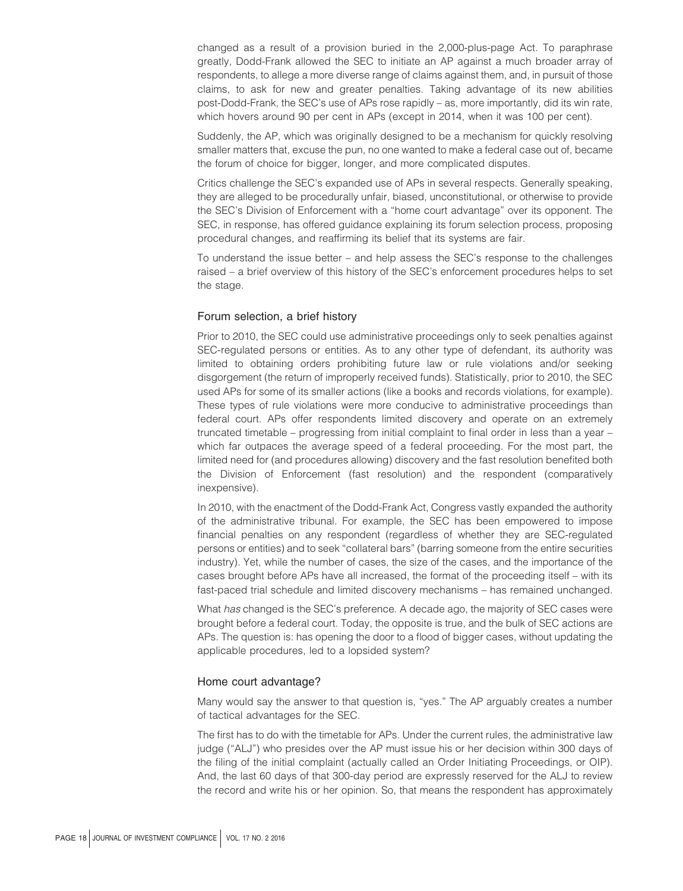changed as a result of a provision buried in the 2,000-plus-page Act. To paraphrase greatly, Dodd-Frank allowed the SEC to initiate an AP against a much broader array of respondents, to allege a more diverse range of claims against them, and, in pursuit of those claims, to ask for new and greater penalties. Taking advantage of its new abilities post-Dodd-Frank, the SEC's use of APs rose rapidly – as, more importantly, did its win rate, which hovers around 90 per cent in APs (except in 2014, when it was 100 per cent).

Suddenly, the AP, which was originally designed to be a mechanism for quickly resolving smaller matters that, excuse the pun, no one wanted to make a federal case out of, became the forum of choice for bigger, longer, and more complicated disputes.

Critics challenge the SEC's expanded use of APs in several respects. Generally speaking, they are alleged to be procedurally unfair, biased, unconstitutional, or otherwise to provide the SEC's Division of Enforcement with a "home court advantage" over its opponent. The SEC, in response, has offered guidance explaining its forum selection process, proposing procedural changes, and reaffirming its belief that its systems are fair.

To understand the issue better – and help assess the SEC's response to the challenges raised – a brief overview of this history of the SEC's enforcement procedures helps to set the stage.

## Forum selection, a brief history

Prior to 2010, the SEC could use administrative proceedings only to seek penalties against SEC-regulated persons or entities. As to any other type of defendant, its authority was limited to obtaining orders prohibiting future law or rule violations and/or seeking disgorgement (the return of improperly received funds). Statistically, prior to 2010, the SEC used APs for some of its smaller actions (like a books and records violations, for example). These types of rule violations were more conducive to administrative proceedings than federal court. APs offer respondents limited discovery and operate on an extremely truncated timetable – progressing from initial complaint to final order in less than a year – which far outpaces the average speed of a federal proceeding. For the most part, the limited need for (and procedures allowing) discovery and the fast resolution benefited both the Division of Enforcement (fast resolution) and the respondent (comparatively inexpensive).

In 2010, with the enactment of the Dodd-Frank Act, Congress vastly expanded the authority of the administrative tribunal. For example, the SEC has been empowered to impose financial penalties on any respondent (regardless of whether they are SEC-regulated persons or entities) and to seek "collateral bars" (barring someone from the entire securities industry). Yet, while the number of cases, the size of the cases, and the importance of the cases brought before APs have all increased, the format of the proceeding itself – with its fast-paced trial schedule and limited discovery mechanisms – has remained unchanged.

What *has* changed is the SEC's preference. A decade ago, the majority of SEC cases were brought before a federal court. Today, the opposite is true, and the bulk of SEC actions are APs. The question is: has opening the door to a flood of bigger cases, without updating the applicable procedures, led to a lopsided system?

## Home court advantage?

Many would say the answer to that question is, "yes." The AP arguably creates a number of tactical advantages for the SEC.

The first has to do with the timetable for APs. Under the current rules, the administrative law judge ("ALJ") who presides over the AP must issue his or her decision within 300 days of the filing of the initial complaint (actually called an Order Initiating Proceedings, or OIP). And, the last 60 days of that 300-day period are expressly reserved for the ALJ to review the record and write his or her opinion. So, that means the respondent has approximately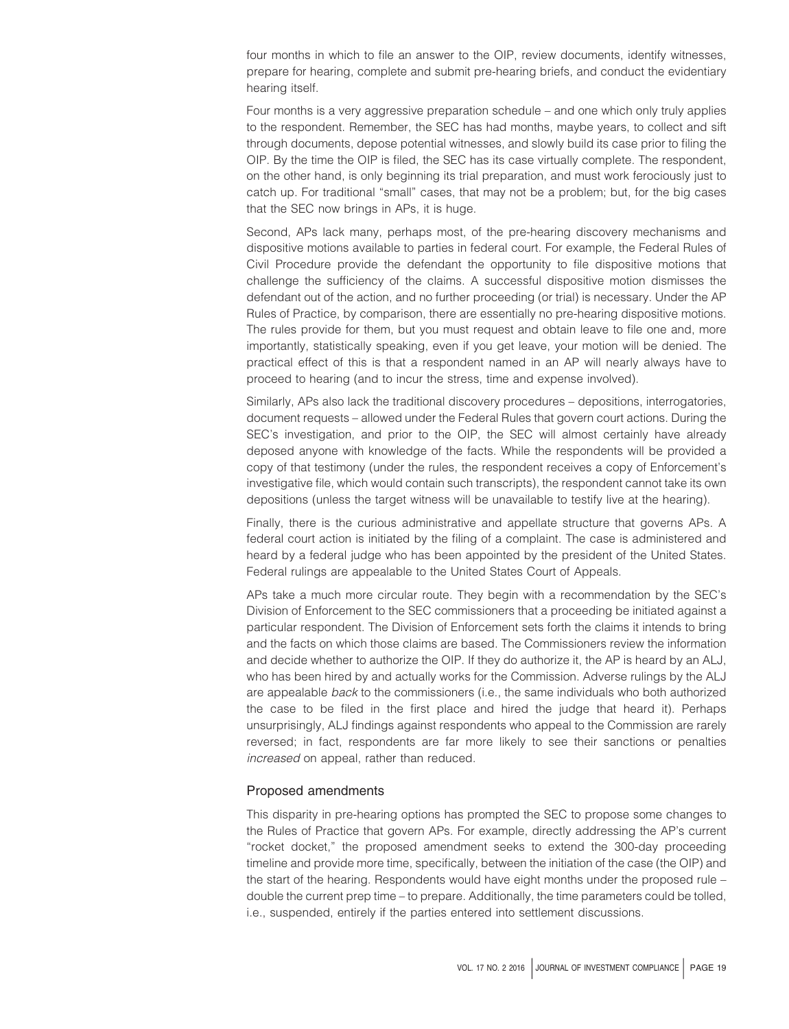four months in which to file an answer to the OIP, review documents, identify witnesses, prepare for hearing, complete and submit pre-hearing briefs, and conduct the evidentiary hearing itself.

Four months is a very aggressive preparation schedule – and one which only truly applies to the respondent. Remember, the SEC has had months, maybe years, to collect and sift through documents, depose potential witnesses, and slowly build its case prior to filing the OIP. By the time the OIP is filed, the SEC has its case virtually complete. The respondent, on the other hand, is only beginning its trial preparation, and must work ferociously just to catch up. For traditional "small" cases, that may not be a problem; but, for the big cases that the SEC now brings in APs, it is huge.

Second, APs lack many, perhaps most, of the pre-hearing discovery mechanisms and dispositive motions available to parties in federal court. For example, the Federal Rules of Civil Procedure provide the defendant the opportunity to file dispositive motions that challenge the sufficiency of the claims. A successful dispositive motion dismisses the defendant out of the action, and no further proceeding (or trial) is necessary. Under the AP Rules of Practice, by comparison, there are essentially no pre-hearing dispositive motions. The rules provide for them, but you must request and obtain leave to file one and, more importantly, statistically speaking, even if you get leave, your motion will be denied. The practical effect of this is that a respondent named in an AP will nearly always have to proceed to hearing (and to incur the stress, time and expense involved).

Similarly, APs also lack the traditional discovery procedures – depositions, interrogatories, document requests – allowed under the Federal Rules that govern court actions. During the SEC's investigation, and prior to the OIP, the SEC will almost certainly have already deposed anyone with knowledge of the facts. While the respondents will be provided a copy of that testimony (under the rules, the respondent receives a copy of Enforcement's investigative file, which would contain such transcripts), the respondent cannot take its own depositions (unless the target witness will be unavailable to testify live at the hearing).

Finally, there is the curious administrative and appellate structure that governs APs. A federal court action is initiated by the filing of a complaint. The case is administered and heard by a federal judge who has been appointed by the president of the United States. Federal rulings are appealable to the United States Court of Appeals.

APs take a much more circular route. They begin with a recommendation by the SEC's Division of Enforcement to the SEC commissioners that a proceeding be initiated against a particular respondent. The Division of Enforcement sets forth the claims it intends to bring and the facts on which those claims are based. The Commissioners review the information and decide whether to authorize the OIP. If they do authorize it, the AP is heard by an ALJ, who has been hired by and actually works for the Commission. Adverse rulings by the ALJ are appealable *back* to the commissioners (i.e., the same individuals who both authorized the case to be filed in the first place and hired the judge that heard it). Perhaps unsurprisingly, ALJ findings against respondents who appeal to the Commission are rarely reversed; in fact, respondents are far more likely to see their sanctions or penalties *increased* on appeal, rather than reduced.

## Proposed amendments

This disparity in pre-hearing options has prompted the SEC to propose some changes to the Rules of Practice that govern APs. For example, directly addressing the AP's current "rocket docket," the proposed amendment seeks to extend the 300-day proceeding timeline and provide more time, specifically, between the initiation of the case (the OIP) and the start of the hearing. Respondents would have eight months under the proposed rule – double the current prep time – to prepare. Additionally, the time parameters could be tolled, i.e., suspended, entirely if the parties entered into settlement discussions.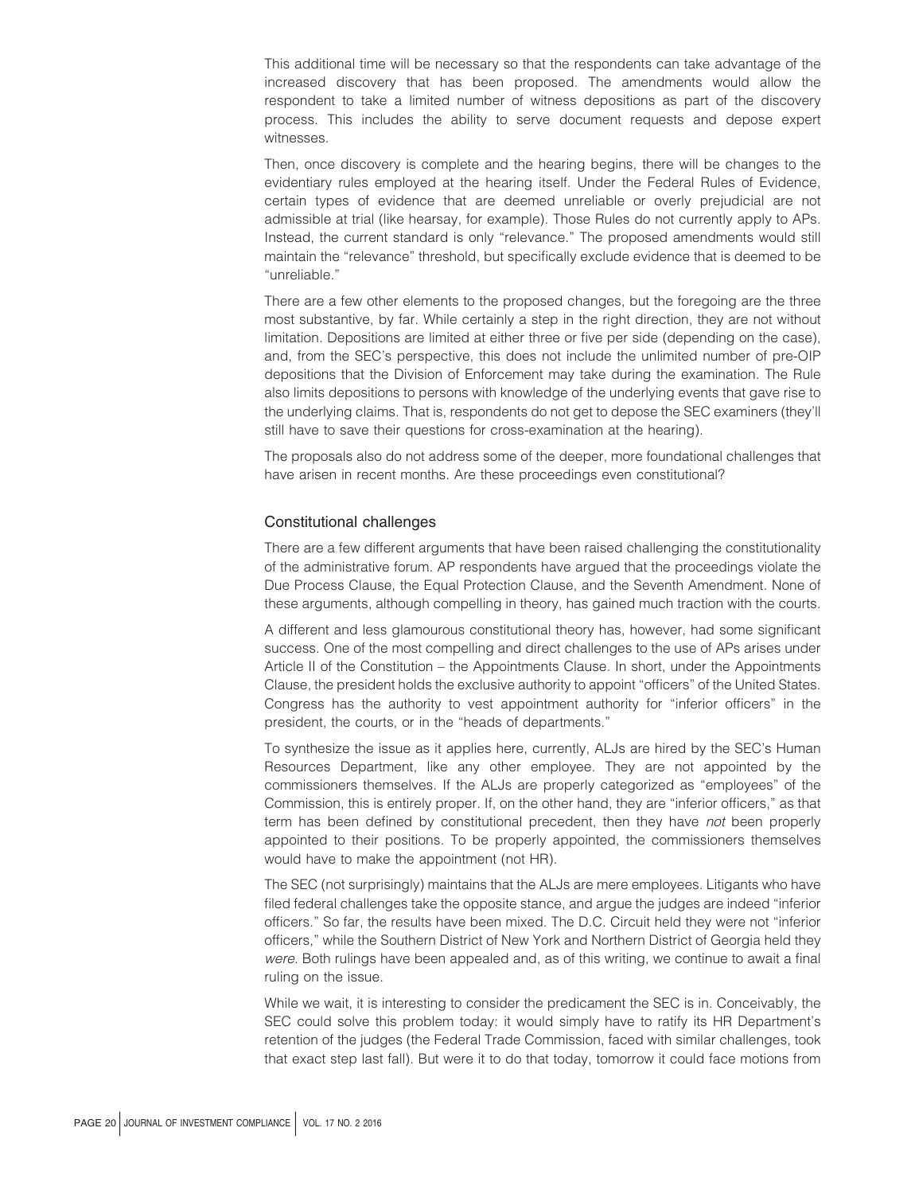This additional time will be necessary so that the respondents can take advantage of the increased discovery that has been proposed. The amendments would allow the respondent to take a limited number of witness depositions as part of the discovery process. This includes the ability to serve document requests and depose expert witnesses.

Then, once discovery is complete and the hearing begins, there will be changes to the evidentiary rules employed at the hearing itself. Under the Federal Rules of Evidence, certain types of evidence that are deemed unreliable or overly prejudicial are not admissible at trial (like hearsay, for example). Those Rules do not currently apply to APs. Instead, the current standard is only "relevance." The proposed amendments would still maintain the "relevance" threshold, but specifically exclude evidence that is deemed to be "unreliable."

There are a few other elements to the proposed changes, but the foregoing are the three most substantive, by far. While certainly a step in the right direction, they are not without limitation. Depositions are limited at either three or five per side (depending on the case), and, from the SEC's perspective, this does not include the unlimited number of pre-OIP depositions that the Division of Enforcement may take during the examination. The Rule also limits depositions to persons with knowledge of the underlying events that gave rise to the underlying claims. That is, respondents do not get to depose the SEC examiners (they'll still have to save their questions for cross-examination at the hearing).

The proposals also do not address some of the deeper, more foundational challenges that have arisen in recent months. Are these proceedings even constitutional?

## Constitutional challenges

There are a few different arguments that have been raised challenging the constitutionality of the administrative forum. AP respondents have argued that the proceedings violate the Due Process Clause, the Equal Protection Clause, and the Seventh Amendment. None of these arguments, although compelling in theory, has gained much traction with the courts.

A different and less glamourous constitutional theory has, however, had some significant success. One of the most compelling and direct challenges to the use of APs arises under Article II of the Constitution – the Appointments Clause. In short, under the Appointments Clause, the president holds the exclusive authority to appoint "officers" of the United States. Congress has the authority to vest appointment authority for "inferior officers" in the president, the courts, or in the "heads of departments."

To synthesize the issue as it applies here, currently, ALJs are hired by the SEC's Human Resources Department, like any other employee. They are not appointed by the commissioners themselves. If the ALJs are properly categorized as "employees" of the Commission, this is entirely proper. If, on the other hand, they are "inferior officers," as that term has been defined by constitutional precedent, then they have *not* been properly appointed to their positions. To be properly appointed, the commissioners themselves would have to make the appointment (not HR).

The SEC (not surprisingly) maintains that the ALJs are mere employees. Litigants who have filed federal challenges take the opposite stance, and argue the judges are indeed "inferior officers." So far, the results have been mixed. The D.C. Circuit held they were not "inferior officers," while the Southern District of New York and Northern District of Georgia held they *were*. Both rulings have been appealed and, as of this writing, we continue to await a final ruling on the issue.

While we wait, it is interesting to consider the predicament the SEC is in. Conceivably, the SEC could solve this problem today: it would simply have to ratify its HR Department's retention of the judges (the Federal Trade Commission, faced with similar challenges, took that exact step last fall). But were it to do that today, tomorrow it could face motions from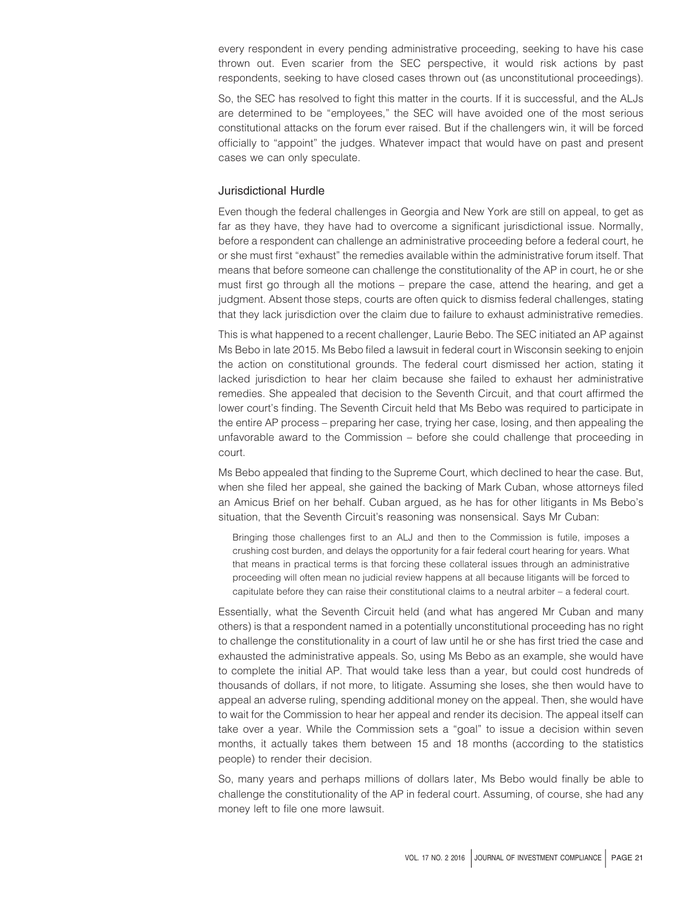every respondent in every pending administrative proceeding, seeking to have his case thrown out. Even scarier from the SEC perspective, it would risk actions by past respondents, seeking to have closed cases thrown out (as unconstitutional proceedings).

So, the SEC has resolved to fight this matter in the courts. If it is successful, and the ALJs are determined to be "employees," the SEC will have avoided one of the most serious constitutional attacks on the forum ever raised. But if the challengers win, it will be forced officially to "appoint" the judges. Whatever impact that would have on past and present cases we can only speculate.

## Jurisdictional Hurdle

Even though the federal challenges in Georgia and New York are still on appeal, to get as far as they have, they have had to overcome a significant jurisdictional issue. Normally, before a respondent can challenge an administrative proceeding before a federal court, he or she must first "exhaust" the remedies available within the administrative forum itself. That means that before someone can challenge the constitutionality of the AP in court, he or she must first go through all the motions – prepare the case, attend the hearing, and get a judgment. Absent those steps, courts are often quick to dismiss federal challenges, stating that they lack jurisdiction over the claim due to failure to exhaust administrative remedies.

This is what happened to a recent challenger, Laurie Bebo. The SEC initiated an AP against Ms Bebo in late 2015. Ms Bebo filed a lawsuit in federal court in Wisconsin seeking to enjoin the action on constitutional grounds. The federal court dismissed her action, stating it lacked jurisdiction to hear her claim because she failed to exhaust her administrative remedies. She appealed that decision to the Seventh Circuit, and that court affirmed the lower court's finding. The Seventh Circuit held that Ms Bebo was required to participate in the entire AP process – preparing her case, trying her case, losing, and then appealing the unfavorable award to the Commission – before she could challenge that proceeding in court.

Ms Bebo appealed that finding to the Supreme Court, which declined to hear the case. But, when she filed her appeal, she gained the backing of Mark Cuban, whose attorneys filed an Amicus Brief on her behalf. Cuban argued, as he has for other litigants in Ms Bebo's situation, that the Seventh Circuit's reasoning was nonsensical. Says Mr Cuban:

> Bringing those challenges first to an ALJ and then to the Commission is futile, imposes a crushing cost burden, and delays the opportunity for a fair federal court hearing for years. What that means in practical terms is that forcing these collateral issues through an administrative proceeding will often mean no judicial review happens at all because litigants will be forced to capitulate before they can raise their constitutional claims to a neutral arbiter – a federal court.

Essentially, what the Seventh Circuit held (and what has angered Mr Cuban and many others) is that a respondent named in a potentially unconstitutional proceeding has no right to challenge the constitutionality in a court of law until he or she has first tried the case and exhausted the administrative appeals. So, using Ms Bebo as an example, she would have to complete the initial AP. That would take less than a year, but could cost hundreds of thousands of dollars, if not more, to litigate. Assuming she loses, she then would have to appeal an adverse ruling, spending additional money on the appeal. Then, she would have to wait for the Commission to hear her appeal and render its decision. The appeal itself can take over a year. While the Commission sets a "goal" to issue a decision within seven months, it actually takes them between 15 and 18 months (according to the statistics people) to render their decision.

So, many years and perhaps millions of dollars later, Ms Bebo would finally be able to challenge the constitutionality of the AP in federal court. Assuming, of course, she had any money left to file one more lawsuit.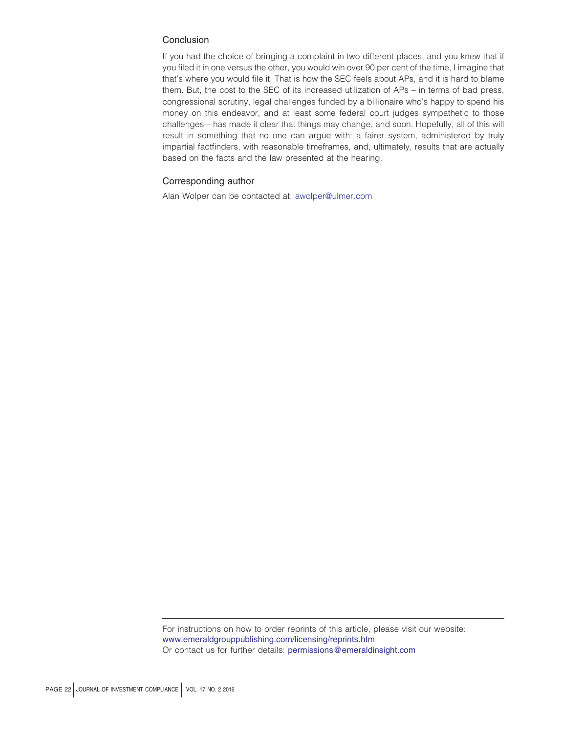## Conclusion

If you had the choice of bringing a complaint in two different places, and you knew that if you filed it in one versus the other, you would win over 90 per cent of the time, I imagine that that's where you would file it. That is how the SEC feels about APs, and it is hard to blame them. But, the cost to the SEC of its increased utilization of APs – in terms of bad press, congressional scrutiny, legal challenges funded by a billionaire who's happy to spend his money on this endeavor, and at least some federal court judges sympathetic to those challenges – has made it clear that things may change, and soon. Hopefully, all of this will result in something that no one can argue with: a fairer system, administered by truly impartial factfinders, with reasonable timeframes, and, ultimately, results that are actually based on the facts and the law presented at the hearing.

## Corresponding author

Alan Wolper can be contacted at: awolper@ulmer.com

For instructions on how to order reprints of this article, please visit our website:
www.emeraldgrouppublishing.com/licensing/reprints.htm
Or contact us for further details: permissions@emeraldinsight.com